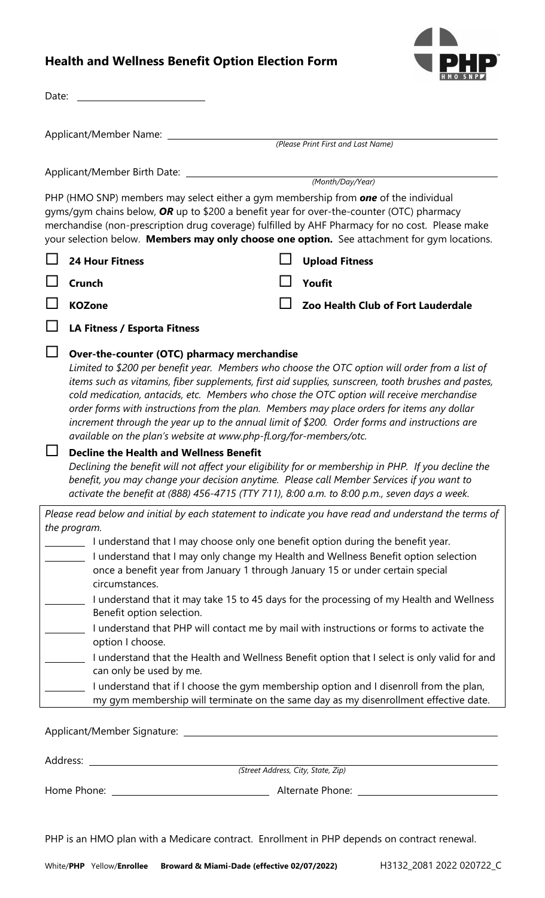# Health and Wellness Benefit Option Election Form

Date: ______________________

Applicant/Member Name: ______________________________________________
*(Please Print First and Last Name)*

Applicant/Member Birth Date: __________________________________________
*(Month/Day/Year)*

PHP (HMO SNP) members may select either a gym membership from ***one*** of the individual gyms/gym chains below, ***OR*** up to $200 a benefit year for over-the-counter (OTC) pharmacy merchandise (non-prescription drug coverage) fulfilled by AHF Pharmacy for no cost. Please make your selection below. **Members may only choose one option.** See attachment for gym locations.

- ☐ **24 Hour Fitness**
- ☐ **Crunch**
- ☐ **KOZone**
- ☐ **LA Fitness / Esporta Fitness**
- ☐ **Upload Fitness**
- ☐ **Youfit**
- ☐ **Zoo Health Club of Fort Lauderdale**

☐ **Over-the-counter (OTC) pharmacy merchandise**
*Limited to $200 per benefit year. Members who choose the OTC option will order from a list of items such as vitamins, fiber supplements, first aid supplies, sunscreen, tooth brushes and pastes, cold medication, antacids, etc. Members who chose the OTC option will receive merchandise order forms with instructions from the plan. Members may place orders for items any dollar increment through the year up to the annual limit of $200. Order forms and instructions are available on the plan's website at www.php-fl.org/for-members/otc.*

☐ **Decline the Health and Wellness Benefit**
*Declining the benefit will not affect your eligibility for or membership in PHP. If you decline the benefit, you may change your decision anytime. Please call Member Services if you want to activate the benefit at (888) 456-4715 (TTY 711), 8:00 a.m. to 8:00 p.m., seven days a week.*

*Please read below and initial by each statement to indicate you have read and understand the terms of the program.*

_______ I understand that I may choose only one benefit option during the benefit year.

_______ I understand that I may only change my Health and Wellness Benefit option selection once a benefit year from January 1 through January 15 or under certain special circumstances.

_______ I understand that it may take 15 to 45 days for the processing of my Health and Wellness Benefit option selection.

_______ I understand that PHP will contact me by mail with instructions or forms to activate the option I choose.

_______ I understand that the Health and Wellness Benefit option that I select is only valid for and can only be used by me.

_______ I understand that if I choose the gym membership option and I disenroll from the plan, my gym membership will terminate on the same day as my disenrollment effective date.

Applicant/Member Signature: ______________________________________________

Address: ______________________________________________
*(Street Address, City, State, Zip)*

Home Phone: ______________________ Alternate Phone: ______________________

PHP is an HMO plan with a Medicare contract. Enrollment in PHP depends on contract renewal.

White/**PHP** Yellow/**Enrollee** **Broward & Miami-Dade (effective 02/07/2022)** H3132_2081 2022 020722_C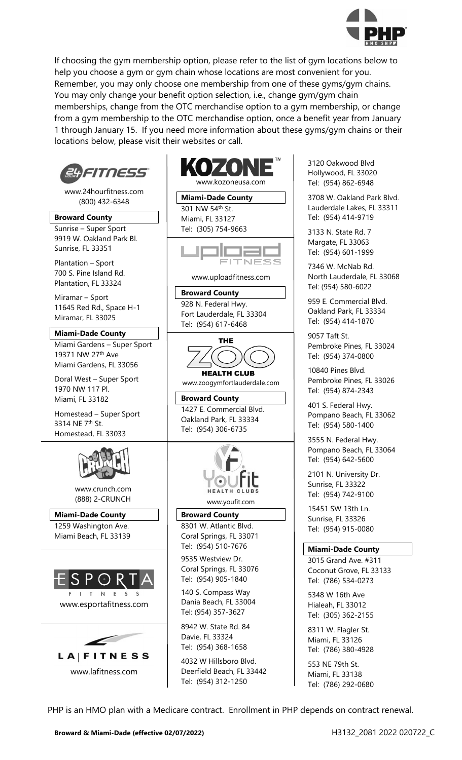If choosing the gym membership option, please refer to the list of gym locations below to help you choose a gym or gym chain whose locations are most convenient for you. Remember, you may only choose one membership from one of these gyms/gym chains. You may only change your benefit option selection, i.e., change gym/gym chain memberships, change from the OTC merchandise option to a gym membership, or change from a gym membership to the OTC merchandise option, once a benefit year from January 1 through January 15. If you need more information about these gyms/gym chains or their locations below, please visit their websites or call.

## 24 Hour Fitness

www.24hourfitness.com
(800) 432-6348

**Broward County**

Sunrise – Super Sport
9919 W. Oakland Park Bl.
Sunrise, FL 33351

Plantation – Sport
700 S. Pine Island Rd.
Plantation, FL 33324

Miramar – Sport
11645 Red Rd., Space H-1
Miramar, FL 33025

**Miami-Dade County**

Miami Gardens – Super Sport
19371 NW 27th Ave
Miami Gardens, FL 33056

Doral West – Super Sport
1970 NW 117 Pl.
Miami, FL 33182

Homestead – Super Sport
3314 NE 7th St.
Homestead, FL 33033

## Crunch

www.crunch.com
(888) 2-CRUNCH

**Miami-Dade County**

1259 Washington Ave.
Miami Beach, FL 33139

## Esporta Fitness

www.esportafitness.com

## LA Fitness

www.lafitness.com

## Kozone

www.kozoneusa.com

**Miami-Dade County**

301 NW 54th St.
Miami, FL 33127
Tel: (305) 754-9663

## Upload Fitness

www.uploadfitness.com

**Broward County**

928 N. Federal Hwy.
Fort Lauderdale, FL 33304
Tel: (954) 617-6468

## The Zoo Health Club

www.zoogymfortlauderdale.com

**Broward County**

1427 E. Commercial Blvd.
Oakland Park, FL 33334
Tel: (954) 306-6735

## Youfit Health Clubs

www.youfit.com

**Broward County**

8301 W. Atlantic Blvd.
Coral Springs, FL 33071
Tel: (954) 510-7676

9535 Westview Dr.
Coral Springs, FL 33076
Tel: (954) 905-1840

140 S. Compass Way
Dania Beach, FL 33004
Tel: (954) 357-3627

8942 W. State Rd. 84
Davie, FL 33324
Tel: (954) 368-1658

4032 W Hillsboro Blvd.
Deerfield Beach, FL 33442
Tel: (954) 312-1250

3120 Oakwood Blvd
Hollywood, FL 33020
Tel: (954) 862-6948

3708 W. Oakland Park Blvd.
Lauderdale Lakes, FL 33311
Tel: (954) 414-9719

3133 N. State Rd. 7
Margate, FL 33063
Tel: (954) 601-1999

7346 W. McNab Rd.
North Lauderdale, FL 33068
Tel: (954) 580-6022

959 E. Commercial Blvd.
Oakland Park, FL 33334
Tel: (954) 414-1870

9057 Taft St.
Pembroke Pines, FL 33024
Tel: (954) 374-0800

10840 Pines Blvd.
Pembroke Pines, FL 33026
Tel: (954) 874-2343

401 S. Federal Hwy.
Pompano Beach, FL 33062
Tel: (954) 580-1400

3555 N. Federal Hwy.
Pompano Beach, FL 33064
Tel: (954) 642-5600

2101 N. University Dr.
Sunrise, FL 33322
Tel: (954) 742-9100

15451 SW 13th Ln.
Sunrise, FL 33326
Tel: (954) 915-0080

**Miami-Dade County**

3015 Grand Ave. #311
Coconut Grove, FL 33133
Tel: (786) 534-0273

5348 W 16th Ave
Hialeah, FL 33012
Tel: (305) 362-2155

8311 W. Flagler St.
Miami, FL 33126
Tel: (786) 380-4928

553 NE 79th St.
Miami, FL 33138
Tel: (786) 292-0680

PHP is an HMO plan with a Medicare contract. Enrollment in PHP depends on contract renewal.

**Broward & Miami-Dade (effective 02/07/2022)** H3132_2081 2022 020722_C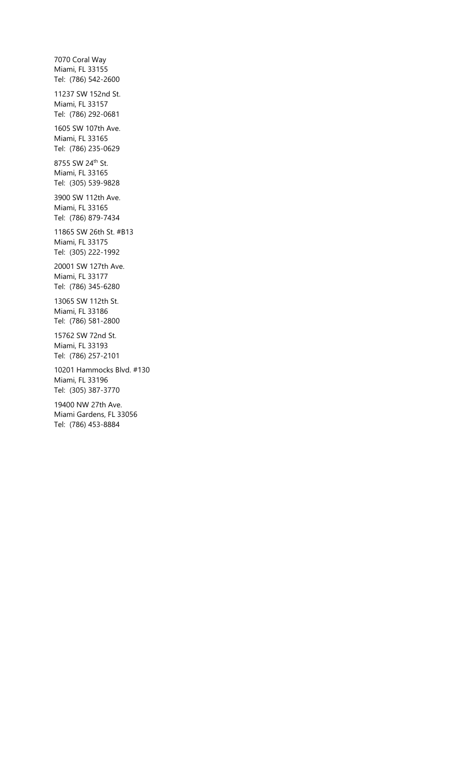7070 Coral Way
Miami, FL 33155
Tel: (786) 542-2600

11237 SW 152nd St.
Miami, FL 33157
Tel: (786) 292-0681

1605 SW 107th Ave.
Miami, FL 33165
Tel: (786) 235-0629

8755 SW 24th St.
Miami, FL 33165
Tel: (305) 539-9828

3900 SW 112th Ave.
Miami, FL 33165
Tel: (786) 879-7434

11865 SW 26th St. #B13
Miami, FL 33175
Tel: (305) 222-1992

20001 SW 127th Ave.
Miami, FL 33177
Tel: (786) 345-6280

13065 SW 112th St.
Miami, FL 33186
Tel: (786) 581-2800

15762 SW 72nd St.
Miami, FL 33193
Tel: (786) 257-2101

10201 Hammocks Blvd. #130
Miami, FL 33196
Tel: (305) 387-3770

19400 NW 27th Ave.
Miami Gardens, FL 33056
Tel: (786) 453-8884